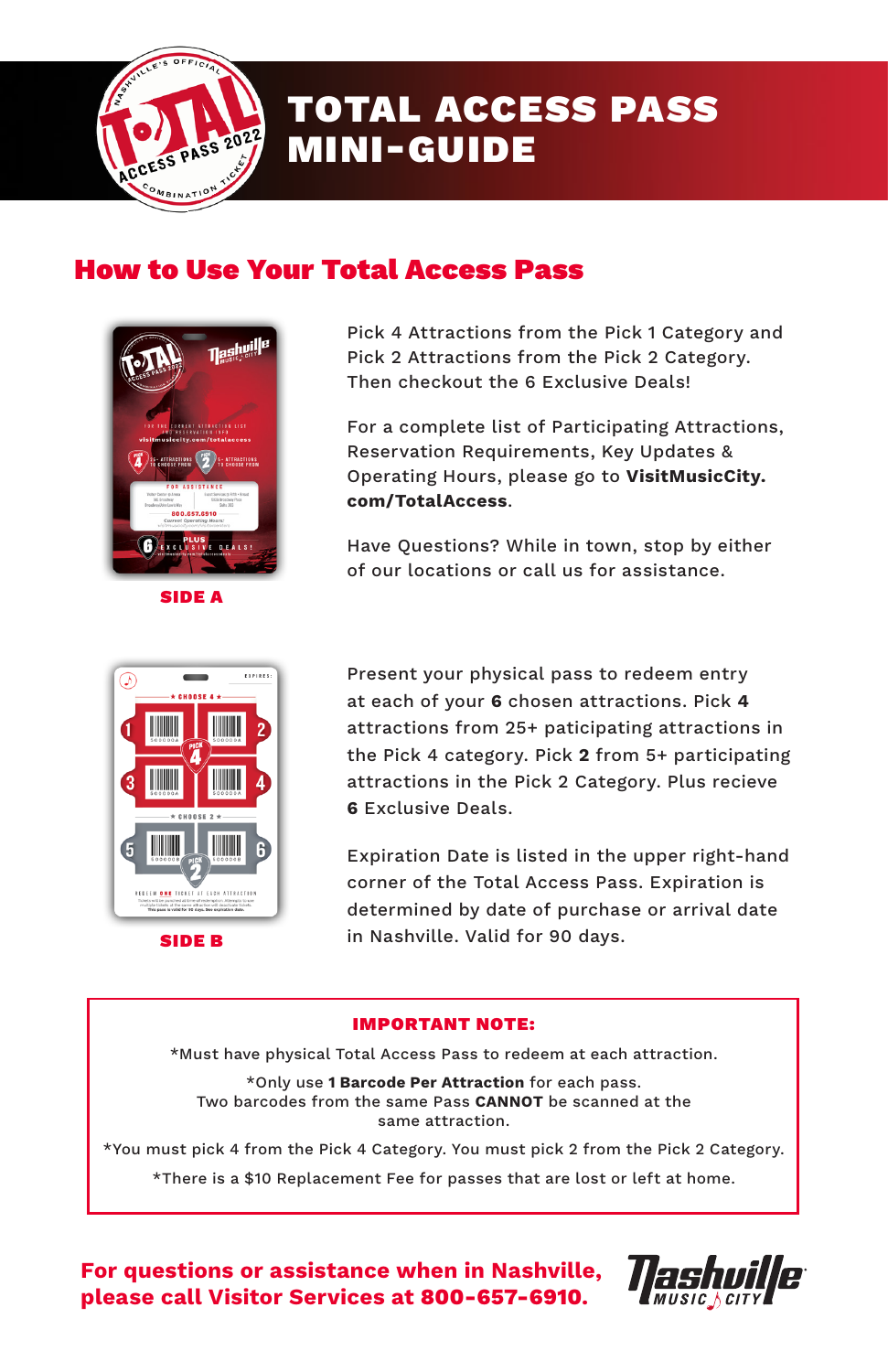# TOTAL ACCESS PASS MINI-GUIDE

## How to Use Your Total Access Pass

**SIDE A**

Pick 4 Attractions from the Pick 1 Category and Pick 2 Attractions from the Pick 2 Category. Then checkout the 6 Exclusive Deals!

For a complete list of Participating Attractions, Reservation Requirements, Key Updates & Operating Hours, please go to **VisitMusicCity.com/TotalAccess**.

Have Questions? While in town, stop by either of our locations or call us for assistance.

**SIDE B**

Present your physical pass to redeem entry at each of your **6** chosen attractions. Pick **4** attractions from 25+ paticipating attractions in the Pick 4 category. Pick **2** from 5+ participating attractions in the Pick 2 Category. Plus recieve **6** Exclusive Deals.

Expiration Date is listed in the upper right-hand corner of the Total Access Pass. Expiration is determined by date of purchase or arrival date in Nashville. Valid for 90 days.

**IMPORTANT NOTE:**

*Must have physical Total Access Pass to redeem at each attraction.

*Only use **1 Barcode Per Attraction** for each pass. Two barcodes from the same Pass **CANNOT** be scanned at the same attraction.

*You must pick 4 from the Pick 4 Category. You must pick 2 from the Pick 2 Category.

*There is a $10 Replacement Fee for passes that are lost or left at home.

**For questions or assistance when in Nashville, please call Visitor Services at 800-657-6910.**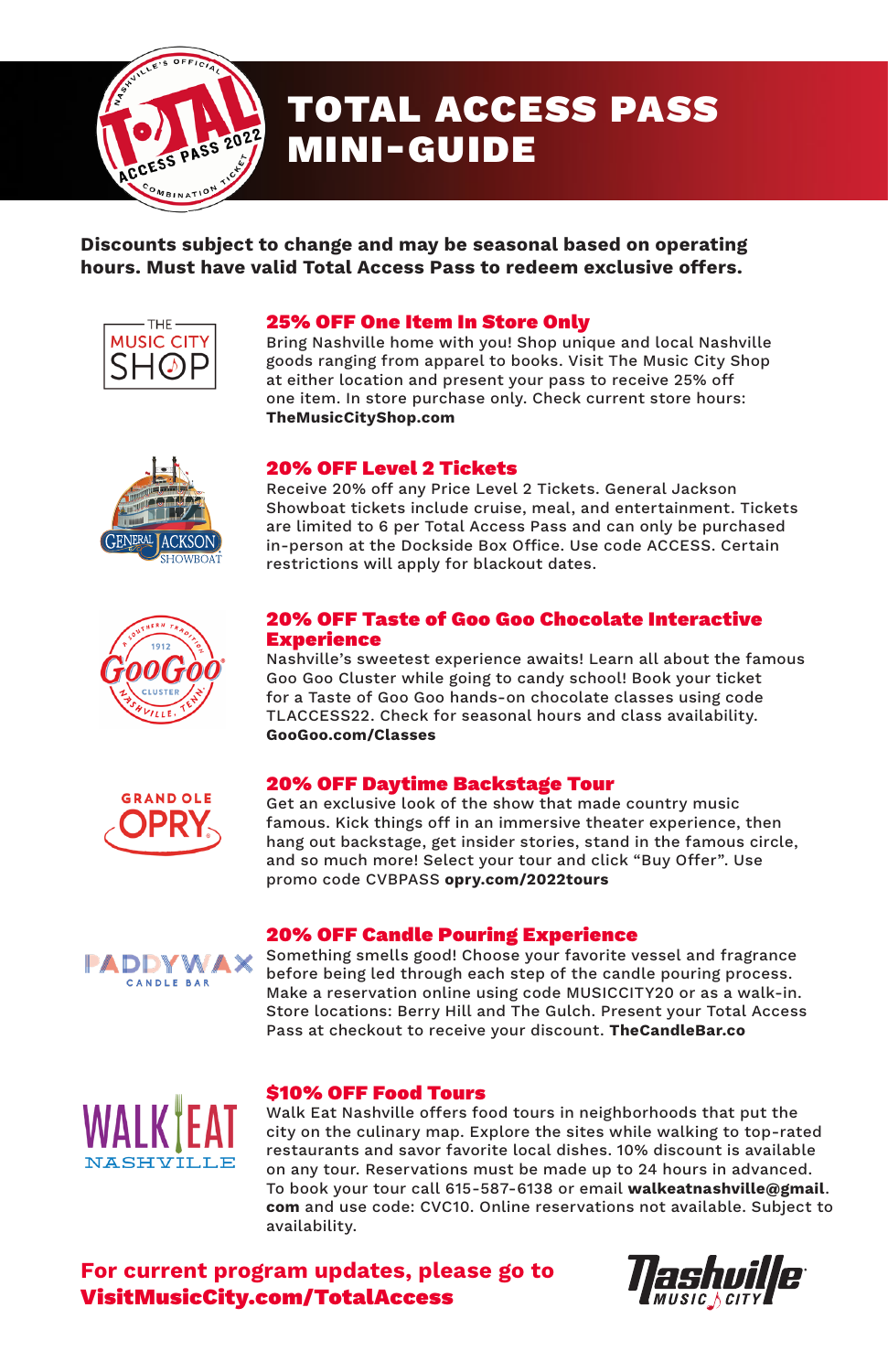# TOTAL ACCESS PASS MINI-GUIDE

**Discounts subject to change and may be seasonal based on operating hours. Must have valid Total Access Pass to redeem exclusive offers.**

## 25% OFF One Item In Store Only

Bring Nashville home with you! Shop unique and local Nashville goods ranging from apparel to books. Visit The Music City Shop at either location and present your pass to receive 25% off one item. In store purchase only. Check current store hours: **TheMusicCityShop.com**

## 20% OFF Level 2 Tickets

Receive 20% off any Price Level 2 Tickets. General Jackson Showboat tickets include cruise, meal, and entertainment. Tickets are limited to 6 per Total Access Pass and can only be purchased in-person at the Dockside Box Office. Use code ACCESS. Certain restrictions will apply for blackout dates.

## 20% OFF Taste of Goo Goo Chocolate Interactive Experience

Nashville's sweetest experience awaits! Learn all about the famous Goo Goo Cluster while going to candy school! Book your ticket for a Taste of Goo Goo hands-on chocolate classes using code TLACCESS22. Check for seasonal hours and class availability. **GooGoo.com/Classes**

## 20% OFF Daytime Backstage Tour

Get an exclusive look of the show that made country music famous. Kick things off in an immersive theater experience, then hang out backstage, get insider stories, stand in the famous circle, and so much more! Select your tour and click "Buy Offer". Use promo code CVBPASS **opry.com/2022tours**

## 20% OFF Candle Pouring Experience

Something smells good! Choose your favorite vessel and fragrance before being led through each step of the candle pouring process. Make a reservation online using code MUSICCITY20 or as a walk-in. Store locations: Berry Hill and The Gulch. Present your Total Access Pass at checkout to receive your discount. **TheCandleBar.co**

## $10% OFF Food Tours

Walk Eat Nashville offers food tours in neighborhoods that put the city on the culinary map. Explore the sites while walking to top-rated restaurants and savor favorite local dishes. 10% discount is available on any tour. Reservations must be made up to 24 hours in advanced. To book your tour call 615-587-6138 or email **walkeatnashville@gmail.com** and use code: CVC10. Online reservations not available. Subject to availability.

**For current program updates, please go to VisitMusicCity.com/TotalAccess**